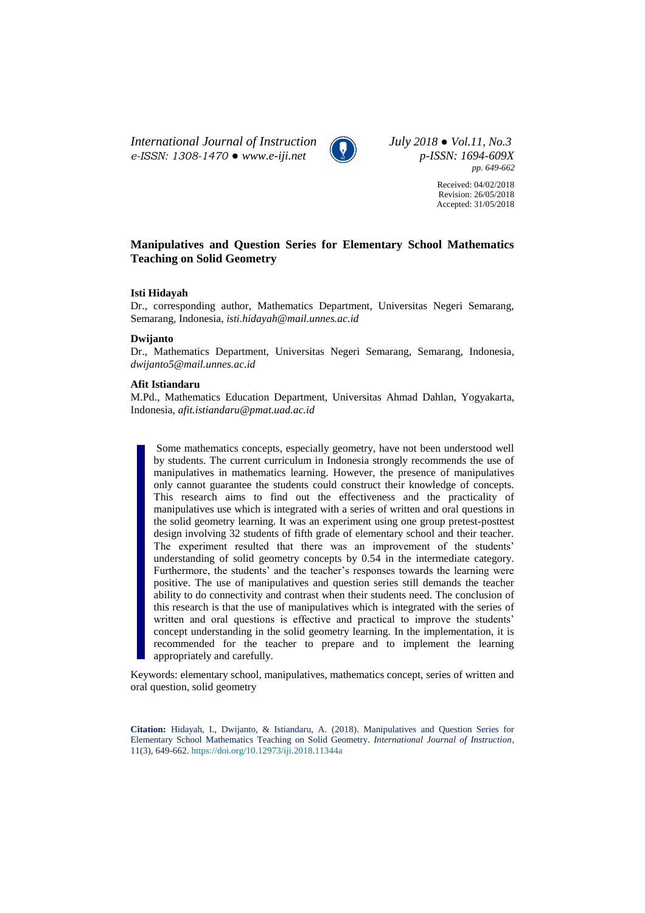*International Journal of Instruction*
*e-ISSN: 1308-1470 ● www.e-iji.net*

*July 2018 ● Vol.11, No.3*
*p-ISSN: 1694-609X*
*pp. 649-662*

Received: 04/02/2018
Revision: 26/05/2018
Accepted: 31/05/2018

# Manipulatives and Question Series for Elementary School Mathematics Teaching on Solid Geometry

**Isti Hidayah**

Dr., corresponding author, Mathematics Department, Universitas Negeri Semarang, Semarang, Indonesia, *isti.hidayah@mail.unnes.ac.id*

**Dwijanto**

Dr., Mathematics Department, Universitas Negeri Semarang, Semarang, Indonesia, *dwijanto5@mail.unnes.ac.id*

**Afit Istiandaru**

M.Pd., Mathematics Education Department, Universitas Ahmad Dahlan, Yogyakarta, Indonesia, *afit.istiandaru@pmat.uad.ac.id*

Some mathematics concepts, especially geometry, have not been understood well by students. The current curriculum in Indonesia strongly recommends the use of manipulatives in mathematics learning. However, the presence of manipulatives only cannot guarantee the students could construct their knowledge of concepts. This research aims to find out the effectiveness and the practicality of manipulatives use which is integrated with a series of written and oral questions in the solid geometry learning. It was an experiment using one group pretest-posttest design involving 32 students of fifth grade of elementary school and their teacher. The experiment resulted that there was an improvement of the students' understanding of solid geometry concepts by 0.54 in the intermediate category. Furthermore, the students' and the teacher's responses towards the learning were positive. The use of manipulatives and question series still demands the teacher ability to do connectivity and contrast when their students need. The conclusion of this research is that the use of manipulatives which is integrated with the series of written and oral questions is effective and practical to improve the students' concept understanding in the solid geometry learning. In the implementation, it is recommended for the teacher to prepare and to implement the learning appropriately and carefully.

Keywords: elementary school, manipulatives, mathematics concept, series of written and oral question, solid geometry

**Citation:** Hidayah, I., Dwijanto, & Istiandaru, A. (2018). Manipulatives and Question Series for Elementary School Mathematics Teaching on Solid Geometry. *International Journal of Instruction*, 11(3), 649-662. https://doi.org/10.12973/iji.2018.11344a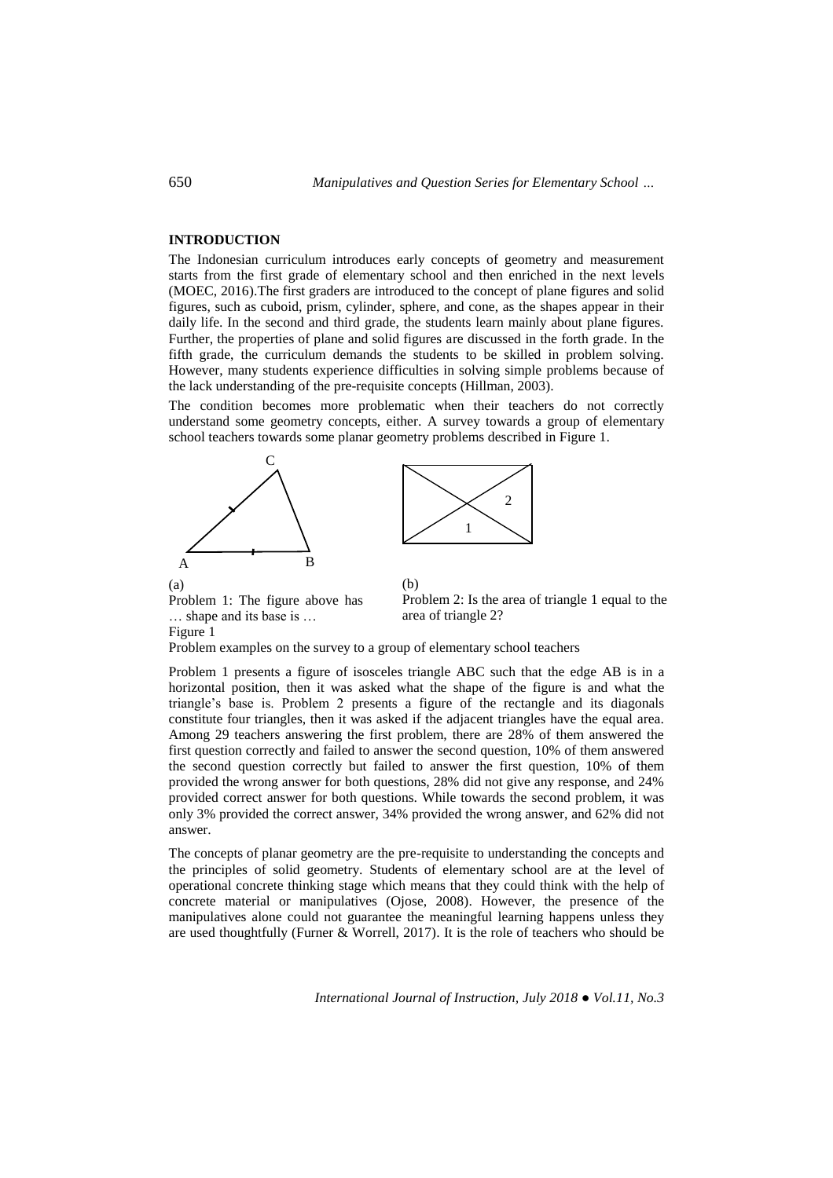## INTRODUCTION

The Indonesian curriculum introduces early concepts of geometry and measurement starts from the first grade of elementary school and then enriched in the next levels (MOEC, 2016).The first graders are introduced to the concept of plane figures and solid figures, such as cuboid, prism, cylinder, sphere, and cone, as the shapes appear in their daily life. In the second and third grade, the students learn mainly about plane figures. Further, the properties of plane and solid figures are discussed in the forth grade. In the fifth grade, the curriculum demands the students to be skilled in problem solving. However, many students experience difficulties in solving simple problems because of the lack understanding of the pre-requisite concepts (Hillman, 2003).

The condition becomes more problematic when their teachers do not correctly understand some geometry concepts, either. A survey towards a group of elementary school teachers towards some planar geometry problems described in Figure 1.

(a)

Problem 1: The figure above has … shape and its base is …

(b)

Problem 2: Is the area of triangle 1 equal to the area of triangle 2?

Figure 1

Problem examples on the survey to a group of elementary school teachers

Problem 1 presents a figure of isosceles triangle ABC such that the edge AB is in a horizontal position, then it was asked what the shape of the figure is and what the triangle's base is. Problem 2 presents a figure of the rectangle and its diagonals constitute four triangles, then it was asked if the adjacent triangles have the equal area. Among 29 teachers answering the first problem, there are 28% of them answered the first question correctly and failed to answer the second question, 10% of them answered the second question correctly but failed to answer the first question, 10% of them provided the wrong answer for both questions, 28% did not give any response, and 24% provided correct answer for both questions. While towards the second problem, it was only 3% provided the correct answer, 34% provided the wrong answer, and 62% did not answer.

The concepts of planar geometry are the pre-requisite to understanding the concepts and the principles of solid geometry. Students of elementary school are at the level of operational concrete thinking stage which means that they could think with the help of concrete material or manipulatives (Ojose, 2008). However, the presence of the manipulatives alone could not guarantee the meaningful learning happens unless they are used thoughtfully (Furner & Worrell, 2017). It is the role of teachers who should be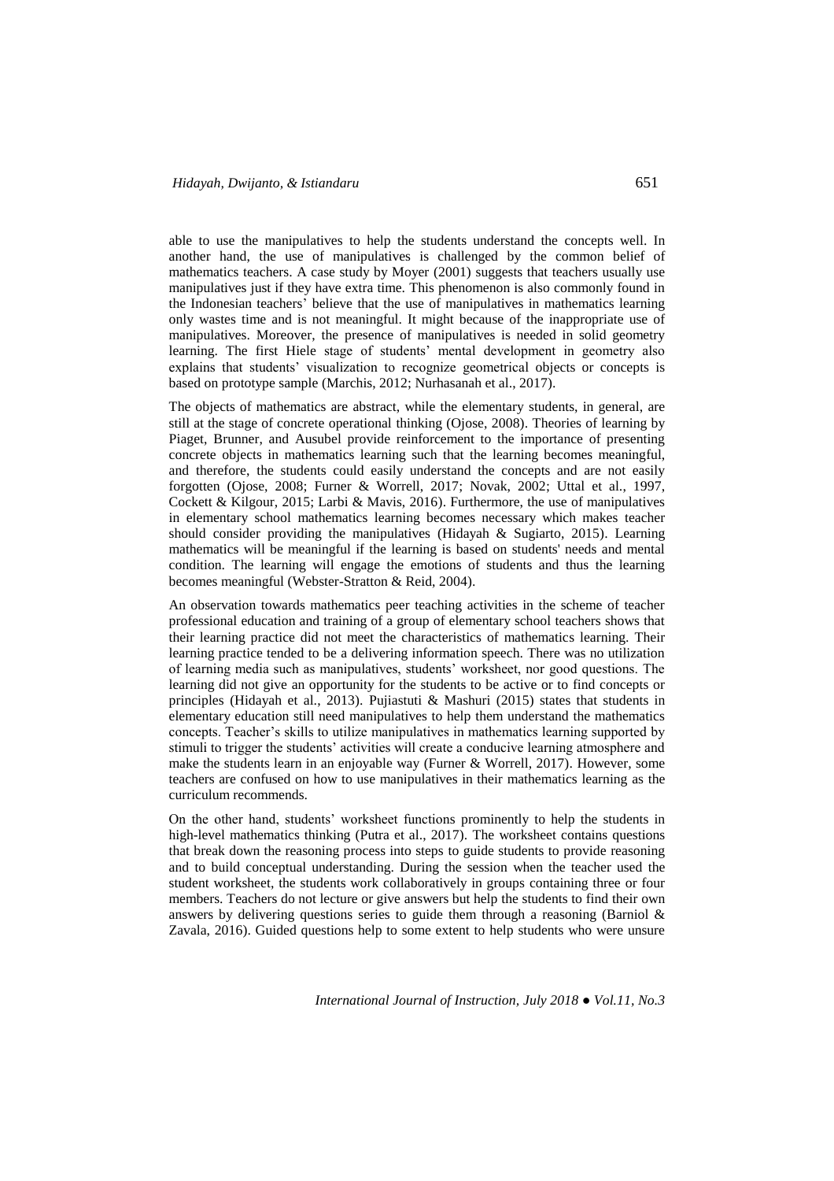able to use the manipulatives to help the students understand the concepts well. In another hand, the use of manipulatives is challenged by the common belief of mathematics teachers. A case study by Moyer (2001) suggests that teachers usually use manipulatives just if they have extra time. This phenomenon is also commonly found in the Indonesian teachers' believe that the use of manipulatives in mathematics learning only wastes time and is not meaningful. It might because of the inappropriate use of manipulatives. Moreover, the presence of manipulatives is needed in solid geometry learning. The first Hiele stage of students' mental development in geometry also explains that students' visualization to recognize geometrical objects or concepts is based on prototype sample (Marchis, 2012; Nurhasanah et al., 2017).

The objects of mathematics are abstract, while the elementary students, in general, are still at the stage of concrete operational thinking (Ojose, 2008). Theories of learning by Piaget, Brunner, and Ausubel provide reinforcement to the importance of presenting concrete objects in mathematics learning such that the learning becomes meaningful, and therefore, the students could easily understand the concepts and are not easily forgotten (Ojose, 2008; Furner & Worrell, 2017; Novak, 2002; Uttal et al., 1997, Cockett & Kilgour, 2015; Larbi & Mavis, 2016). Furthermore, the use of manipulatives in elementary school mathematics learning becomes necessary which makes teacher should consider providing the manipulatives (Hidayah & Sugiarto, 2015). Learning mathematics will be meaningful if the learning is based on students' needs and mental condition. The learning will engage the emotions of students and thus the learning becomes meaningful (Webster-Stratton & Reid, 2004).

An observation towards mathematics peer teaching activities in the scheme of teacher professional education and training of a group of elementary school teachers shows that their learning practice did not meet the characteristics of mathematics learning. Their learning practice tended to be a delivering information speech. There was no utilization of learning media such as manipulatives, students' worksheet, nor good questions. The learning did not give an opportunity for the students to be active or to find concepts or principles (Hidayah et al., 2013). Pujiastuti & Mashuri (2015) states that students in elementary education still need manipulatives to help them understand the mathematics concepts. Teacher's skills to utilize manipulatives in mathematics learning supported by stimuli to trigger the students' activities will create a conducive learning atmosphere and make the students learn in an enjoyable way (Furner & Worrell, 2017). However, some teachers are confused on how to use manipulatives in their mathematics learning as the curriculum recommends.

On the other hand, students' worksheet functions prominently to help the students in high-level mathematics thinking (Putra et al., 2017). The worksheet contains questions that break down the reasoning process into steps to guide students to provide reasoning and to build conceptual understanding. During the session when the teacher used the student worksheet, the students work collaboratively in groups containing three or four members. Teachers do not lecture or give answers but help the students to find their own answers by delivering questions series to guide them through a reasoning (Barniol & Zavala, 2016). Guided questions help to some extent to help students who were unsure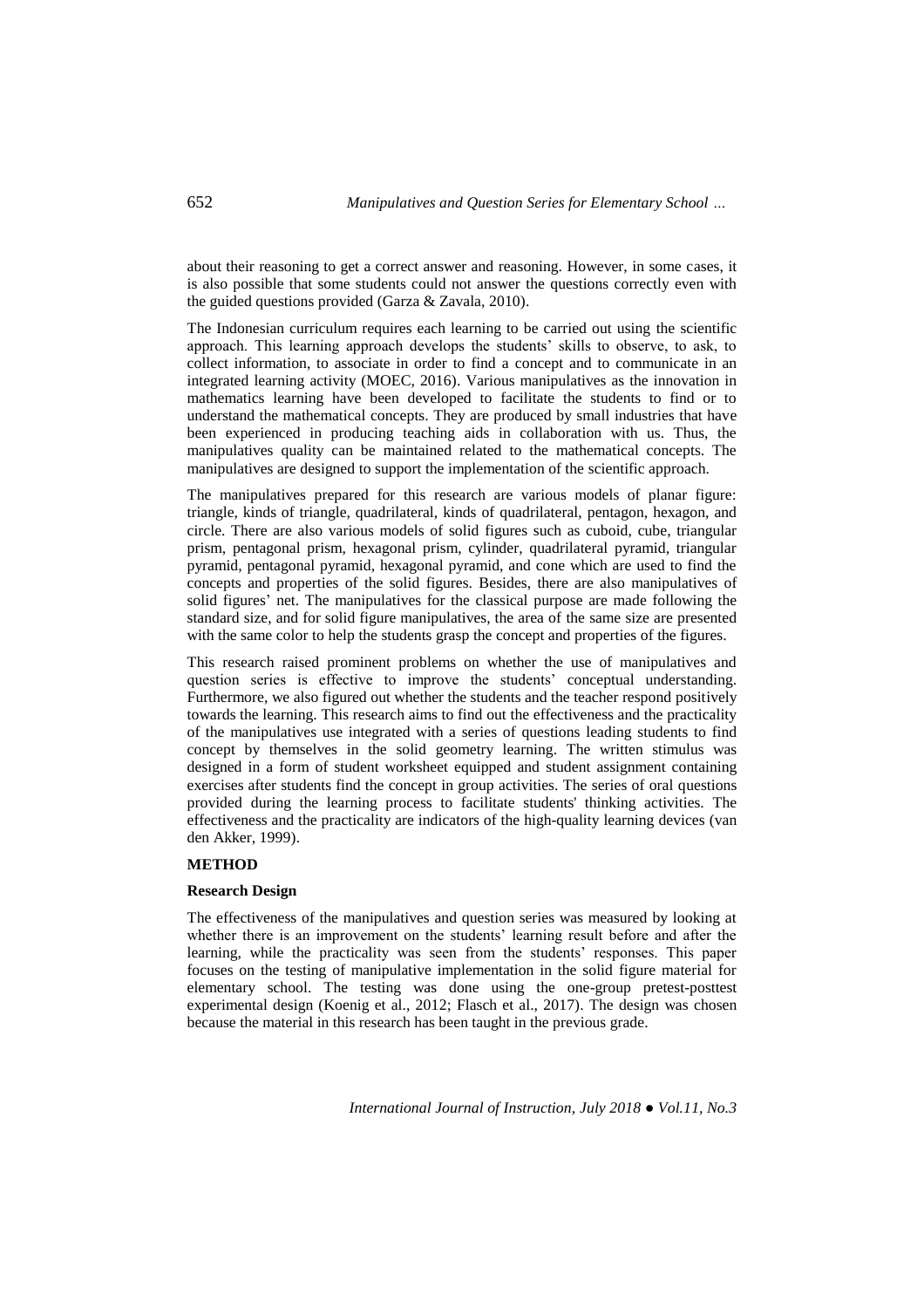about their reasoning to get a correct answer and reasoning. However, in some cases, it is also possible that some students could not answer the questions correctly even with the guided questions provided (Garza & Zavala, 2010).

The Indonesian curriculum requires each learning to be carried out using the scientific approach. This learning approach develops the students' skills to observe, to ask, to collect information, to associate in order to find a concept and to communicate in an integrated learning activity (MOEC, 2016). Various manipulatives as the innovation in mathematics learning have been developed to facilitate the students to find or to understand the mathematical concepts. They are produced by small industries that have been experienced in producing teaching aids in collaboration with us. Thus, the manipulatives quality can be maintained related to the mathematical concepts. The manipulatives are designed to support the implementation of the scientific approach.

The manipulatives prepared for this research are various models of planar figure: triangle, kinds of triangle, quadrilateral, kinds of quadrilateral, pentagon, hexagon, and circle. There are also various models of solid figures such as cuboid, cube, triangular prism, pentagonal prism, hexagonal prism, cylinder, quadrilateral pyramid, triangular pyramid, pentagonal pyramid, hexagonal pyramid, and cone which are used to find the concepts and properties of the solid figures. Besides, there are also manipulatives of solid figures' net. The manipulatives for the classical purpose are made following the standard size, and for solid figure manipulatives, the area of the same size are presented with the same color to help the students grasp the concept and properties of the figures.

This research raised prominent problems on whether the use of manipulatives and question series is effective to improve the students' conceptual understanding. Furthermore, we also figured out whether the students and the teacher respond positively towards the learning. This research aims to find out the effectiveness and the practicality of the manipulatives use integrated with a series of questions leading students to find concept by themselves in the solid geometry learning. The written stimulus was designed in a form of student worksheet equipped and student assignment containing exercises after students find the concept in group activities. The series of oral questions provided during the learning process to facilitate students' thinking activities. The effectiveness and the practicality are indicators of the high-quality learning devices (van den Akker, 1999).

## METHOD

### Research Design

The effectiveness of the manipulatives and question series was measured by looking at whether there is an improvement on the students' learning result before and after the learning, while the practicality was seen from the students' responses. This paper focuses on the testing of manipulative implementation in the solid figure material for elementary school. The testing was done using the one-group pretest-posttest experimental design (Koenig et al., 2012; Flasch et al., 2017). The design was chosen because the material in this research has been taught in the previous grade.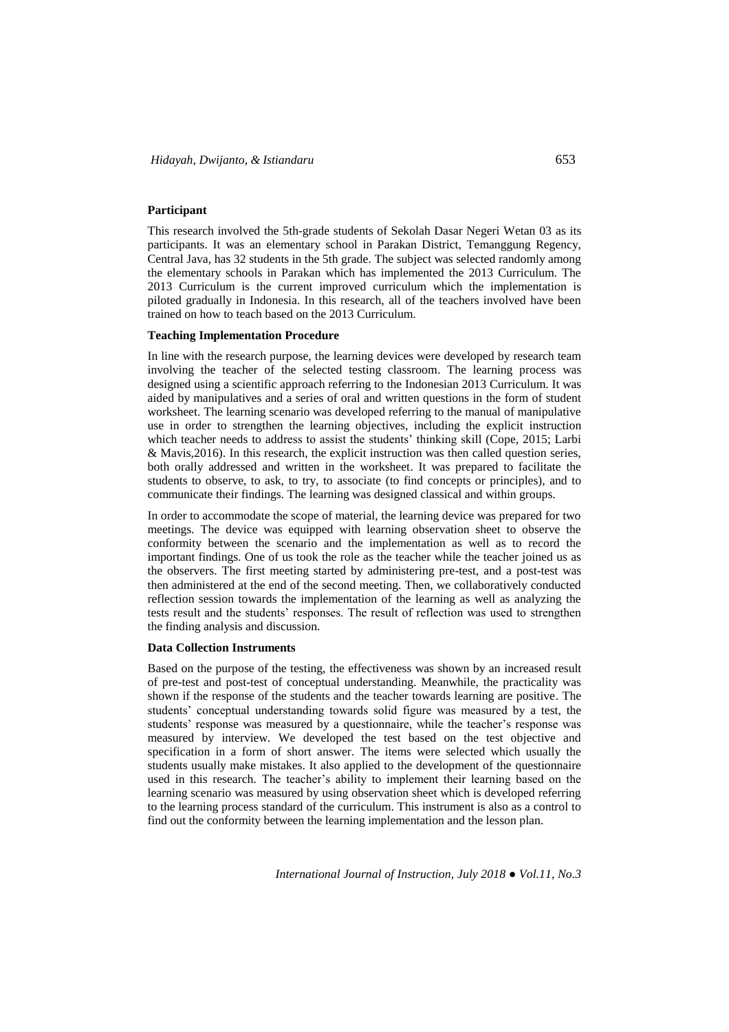**Participant**

This research involved the 5th-grade students of Sekolah Dasar Negeri Wetan 03 as its participants. It was an elementary school in Parakan District, Temanggung Regency, Central Java, has 32 students in the 5th grade. The subject was selected randomly among the elementary schools in Parakan which has implemented the 2013 Curriculum. The 2013 Curriculum is the current improved curriculum which the implementation is piloted gradually in Indonesia. In this research, all of the teachers involved have been trained on how to teach based on the 2013 Curriculum.

**Teaching Implementation Procedure**

In line with the research purpose, the learning devices were developed by research team involving the teacher of the selected testing classroom. The learning process was designed using a scientific approach referring to the Indonesian 2013 Curriculum. It was aided by manipulatives and a series of oral and written questions in the form of student worksheet. The learning scenario was developed referring to the manual of manipulative use in order to strengthen the learning objectives, including the explicit instruction which teacher needs to address to assist the students' thinking skill (Cope, 2015; Larbi & Mavis,2016). In this research, the explicit instruction was then called question series, both orally addressed and written in the worksheet. It was prepared to facilitate the students to observe, to ask, to try, to associate (to find concepts or principles), and to communicate their findings. The learning was designed classical and within groups.

In order to accommodate the scope of material, the learning device was prepared for two meetings. The device was equipped with learning observation sheet to observe the conformity between the scenario and the implementation as well as to record the important findings. One of us took the role as the teacher while the teacher joined us as the observers. The first meeting started by administering pre-test, and a post-test was then administered at the end of the second meeting. Then, we collaboratively conducted reflection session towards the implementation of the learning as well as analyzing the tests result and the students' responses. The result of reflection was used to strengthen the finding analysis and discussion.

**Data Collection Instruments**

Based on the purpose of the testing, the effectiveness was shown by an increased result of pre-test and post-test of conceptual understanding. Meanwhile, the practicality was shown if the response of the students and the teacher towards learning are positive. The students' conceptual understanding towards solid figure was measured by a test, the students' response was measured by a questionnaire, while the teacher's response was measured by interview. We developed the test based on the test objective and specification in a form of short answer. The items were selected which usually the students usually make mistakes. It also applied to the development of the questionnaire used in this research. The teacher's ability to implement their learning based on the learning scenario was measured by using observation sheet which is developed referring to the learning process standard of the curriculum. This instrument is also as a control to find out the conformity between the learning implementation and the lesson plan.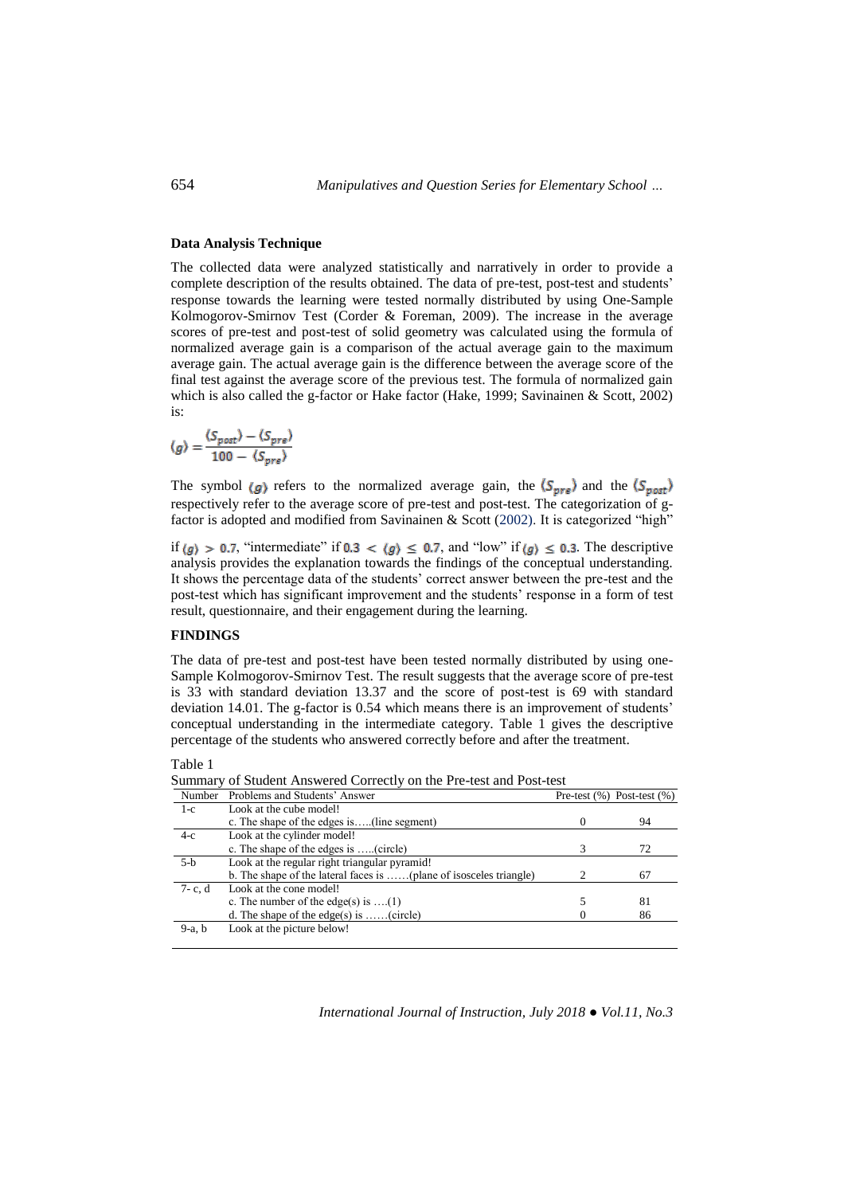### Data Analysis Technique

The collected data were analyzed statistically and narratively in order to provide a complete description of the results obtained. The data of pre-test, post-test and students' response towards the learning were tested normally distributed by using One-Sample Kolmogorov-Smirnov Test (Corder & Foreman, 2009). The increase in the average scores of pre-test and post-test of solid geometry was calculated using the formula of normalized average gain is a comparison of the actual average gain to the maximum average gain. The actual average gain is the difference between the average score of the final test against the average score of the previous test. The formula of normalized gain which is also called the g-factor or Hake factor (Hake, 1999; Savinainen & Scott, 2002) is:

$$\langle g \rangle = \frac{\langle S_{post} \rangle - \langle S_{pre} \rangle}{100 - \langle S_{pre} \rangle}$$

The symbol $\langle g \rangle$ refers to the normalized average gain, the $\langle S_{pre} \rangle$ and the $\langle S_{post} \rangle$ respectively refer to the average score of pre-test and post-test. The categorization of g-factor is adopted and modified from Savinainen & Scott (2002). It is categorized "high" if $\langle g \rangle > 0.7$, "intermediate" if $0.3 < \langle g \rangle \leq 0.7$, and "low" if $\langle g \rangle \leq 0.3$. The descriptive analysis provides the explanation towards the findings of the conceptual understanding. It shows the percentage data of the students' correct answer between the pre-test and the post-test which has significant improvement and the students' response in a form of test result, questionnaire, and their engagement during the learning.

### FINDINGS

The data of pre-test and post-test have been tested normally distributed by using one-Sample Kolmogorov-Smirnov Test. The result suggests that the average score of pre-test is 33 with standard deviation 13.37 and the score of post-test is 69 with standard deviation 14.01. The g-factor is 0.54 which means there is an improvement of students' conceptual understanding in the intermediate category. Table 1 gives the descriptive percentage of the students who answered correctly before and after the treatment.

Table 1
Summary of Student Answered Correctly on the Pre-test and Post-test

| Number | Problems and Students' Answer | Pre-test (%) | Post-test (%) |
|---|---|---|---|
| 1-c | Look at the cube model! | | |
| | c. The shape of the edges is…..(line segment) | 0 | 94 |
| 4-c | Look at the cylinder model! | | |
| | c. The shape of the edges is …..(circle) | 3 | 72 |
| 5-b | Look at the regular right triangular pyramid! | | |
| | b. The shape of the lateral faces is ……(plane of isosceles triangle) | 2 | 67 |
| 7- c, d | Look at the cone model! | | |
| | c. The number of the edge(s) is ….(1) | 5 | 81 |
| | d. The shape of the edge(s) is ……(circle) | 0 | 86 |
| 9-a, b | Look at the picture below! | | |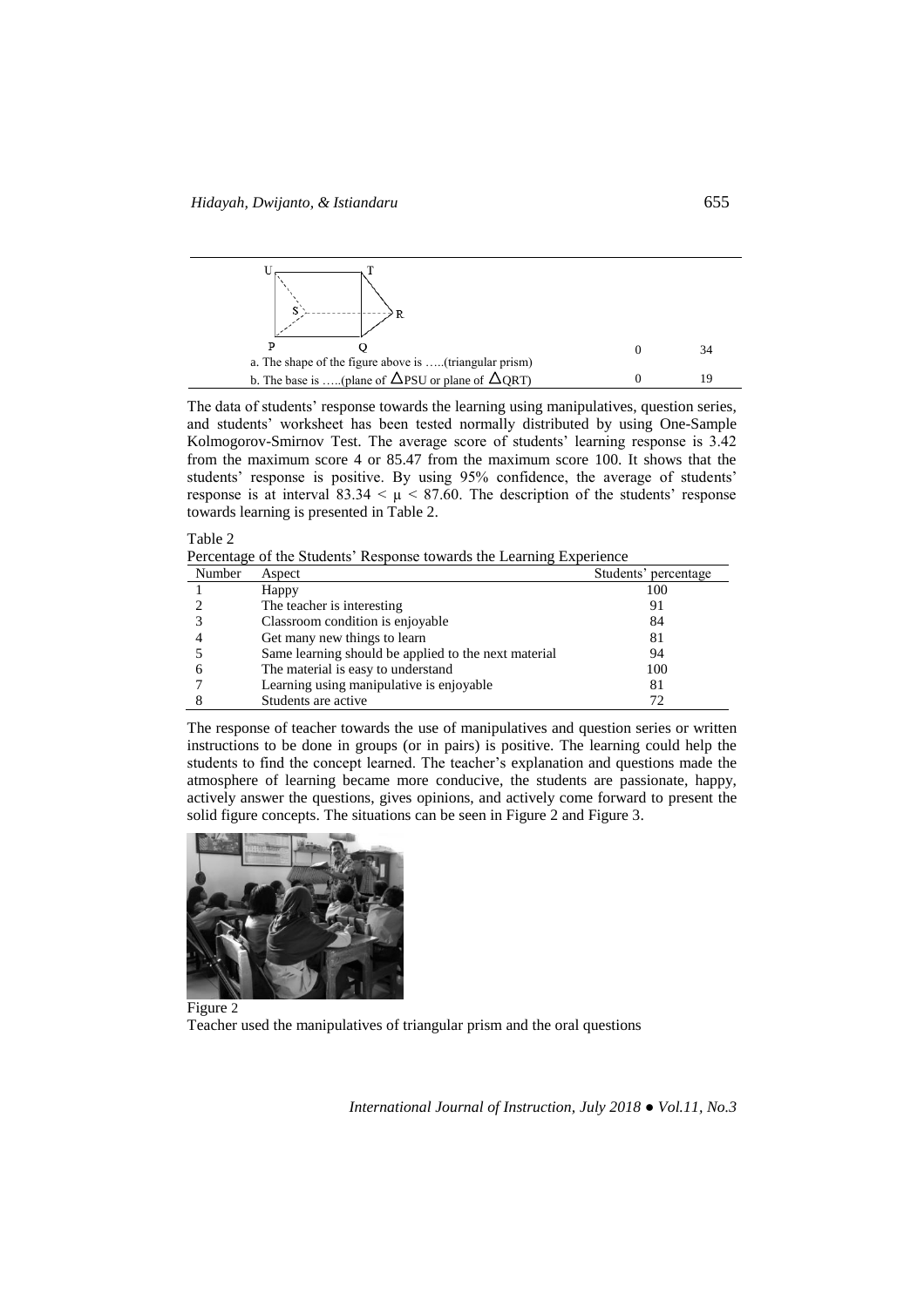| | | |
|---|---|---|
| a. The shape of the figure above is .....(triangular prism) | 0 | 34 |
| b. The base is .....(plane of $\Delta$PSU or plane of $\Delta$QRT) | 0 | 19 |

The data of students' response towards the learning using manipulatives, question series, and students' worksheet has been tested normally distributed by using One-Sample Kolmogorov-Smirnov Test. The average score of students' learning response is 3.42 from the maximum score 4 or 85.47 from the maximum score 100. It shows that the students' response is positive. By using 95% confidence, the average of students' response is at interval $83.34 < \mu < 87.60$. The description of the students' response towards learning is presented in Table 2.

Table 2
Percentage of the Students' Response towards the Learning Experience

| Number | Aspect | Students' percentage |
|---|---|---|
| 1 | Happy | 100 |
| 2 | The teacher is interesting | 91 |
| 3 | Classroom condition is enjoyable | 84 |
| 4 | Get many new things to learn | 81 |
| 5 | Same learning should be applied to the next material | 94 |
| 6 | The material is easy to understand | 100 |
| 7 | Learning using manipulative is enjoyable | 81 |
| 8 | Students are active | 72 |

The response of teacher towards the use of manipulatives and question series or written instructions to be done in groups (or in pairs) is positive. The learning could help the students to find the concept learned. The teacher's explanation and questions made the atmosphere of learning became more conducive, the students are passionate, happy, actively answer the questions, gives opinions, and actively come forward to present the solid figure concepts. The situations can be seen in Figure 2 and Figure 3.

Figure 2
Teacher used the manipulatives of triangular prism and the oral questions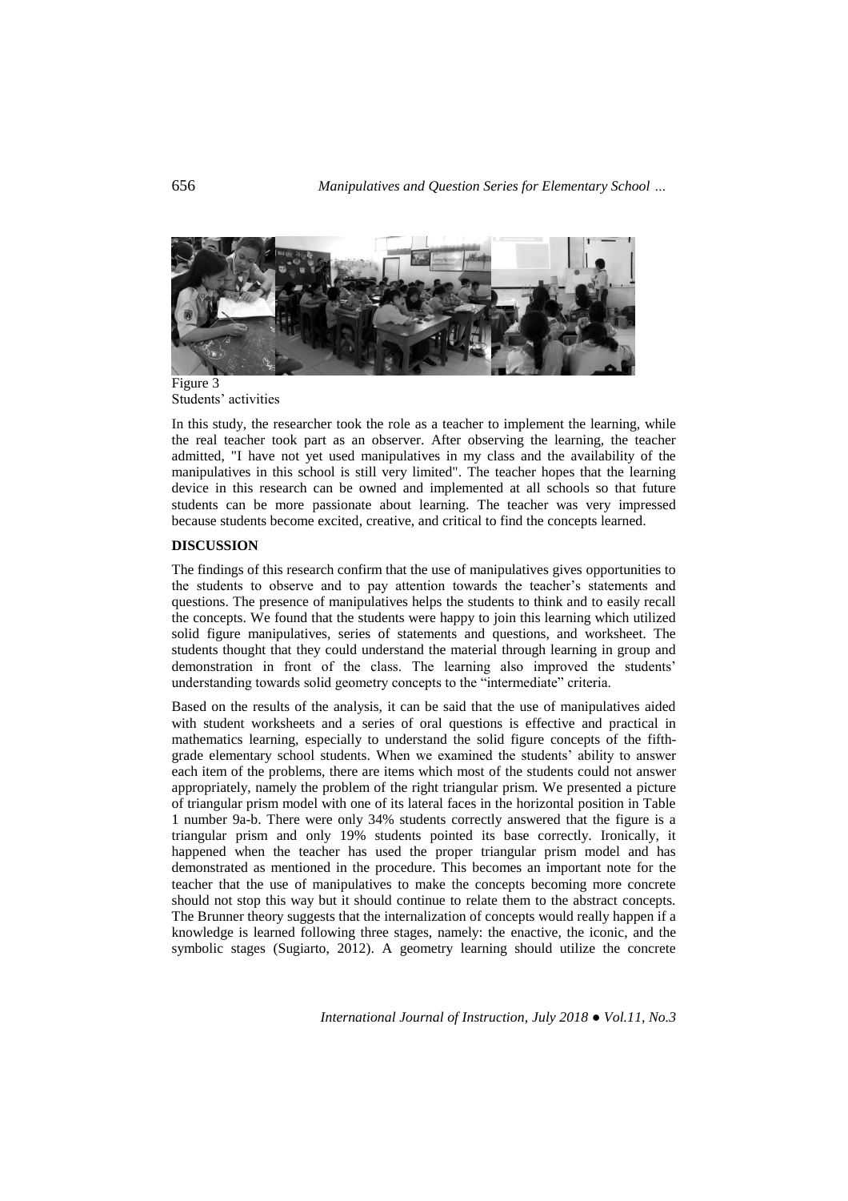Figure 3
Students' activities

In this study, the researcher took the role as a teacher to implement the learning, while the real teacher took part as an observer. After observing the learning, the teacher admitted, "I have not yet used manipulatives in my class and the availability of the manipulatives in this school is still very limited". The teacher hopes that the learning device in this research can be owned and implemented at all schools so that future students can be more passionate about learning. The teacher was very impressed because students become excited, creative, and critical to find the concepts learned.

## DISCUSSION

The findings of this research confirm that the use of manipulatives gives opportunities to the students to observe and to pay attention towards the teacher's statements and questions. The presence of manipulatives helps the students to think and to easily recall the concepts. We found that the students were happy to join this learning which utilized solid figure manipulatives, series of statements and questions, and worksheet. The students thought that they could understand the material through learning in group and demonstration in front of the class. The learning also improved the students' understanding towards solid geometry concepts to the "intermediate" criteria.

Based on the results of the analysis, it can be said that the use of manipulatives aided with student worksheets and a series of oral questions is effective and practical in mathematics learning, especially to understand the solid figure concepts of the fifth-grade elementary school students. When we examined the students' ability to answer each item of the problems, there are items which most of the students could not answer appropriately, namely the problem of the right triangular prism. We presented a picture of triangular prism model with one of its lateral faces in the horizontal position in Table 1 number 9a-b. There were only 34% students correctly answered that the figure is a triangular prism and only 19% students pointed its base correctly. Ironically, it happened when the teacher has used the proper triangular prism model and has demonstrated as mentioned in the procedure. This becomes an important note for the teacher that the use of manipulatives to make the concepts becoming more concrete should not stop this way but it should continue to relate them to the abstract concepts. The Brunner theory suggests that the internalization of concepts would really happen if a knowledge is learned following three stages, namely: the enactive, the iconic, and the symbolic stages (Sugiarto, 2012). A geometry learning should utilize the concrete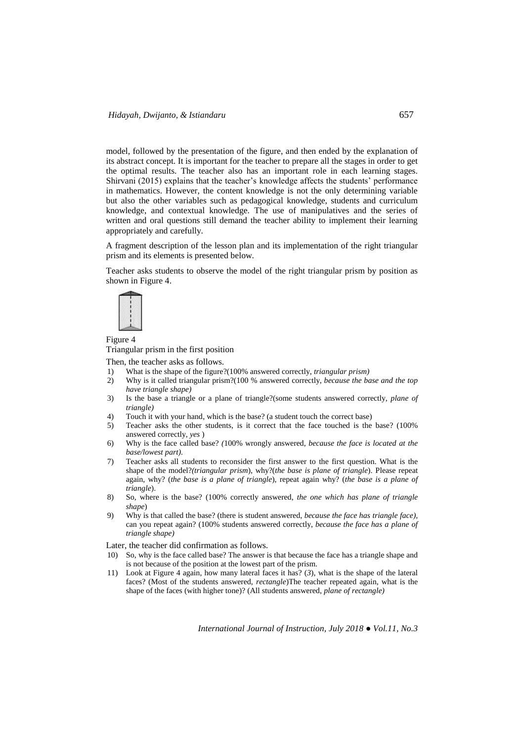model, followed by the presentation of the figure, and then ended by the explanation of its abstract concept. It is important for the teacher to prepare all the stages in order to get the optimal results. The teacher also has an important role in each learning stages. Shirvani (2015) explains that the teacher's knowledge affects the students' performance in mathematics. However, the content knowledge is not the only determining variable but also the other variables such as pedagogical knowledge, students and curriculum knowledge, and contextual knowledge. The use of manipulatives and the series of written and oral questions still demand the teacher ability to implement their learning appropriately and carefully.

A fragment description of the lesson plan and its implementation of the right triangular prism and its elements is presented below.

Teacher asks students to observe the model of the right triangular prism by position as shown in Figure 4.

Figure 4
Triangular prism in the first position

Then, the teacher asks as follows.

1) What is the shape of the figure?(100% answered correctly, *triangular prism)*
2) Why is it called triangular prism?(100 % answered correctly, *because the base and the top have triangle shape)*
3) Is the base a triangle or a plane of triangle?(some students answered correctly, *plane of triangle)*
4) Touch it with your hand, which is the base? (a student touch the correct base)
5) Teacher asks the other students, is it correct that the face touched is the base? (100% answered correctly, *yes* )
6) Why is the face called base? *(*100% wrongly answered, *because the face is located at the base/lowest part).*
7) Teacher asks all students to reconsider the first answer to the first question. What is the shape of the model?*(triangular prism*), why?(*the base is plane of triangle*). Please repeat again, why? (*the base is a plane of triangle*), repeat again why? (*the base is a plane of triangle*).
8) So, where is the base? (100% correctly answered, *the one which has plane of triangle shape*)
9) Why is that called the base? (there is student answered, *because the face has triangle face),* can you repeat again? (100% students answered correctly, *because the face has a plane of triangle shape)*

Later, the teacher did confirmation as follows.

10) So, why is the face called base? The answer is that because the face has a triangle shape and is not because of the position at the lowest part of the prism.
11) Look at Figure 4 again, how many lateral faces it has? (*3*), what is the shape of the lateral faces? (Most of the students answered, *rectangle*)The teacher repeated again, what is the shape of the faces (with higher tone)? (All students answered, *plane of rectangle)*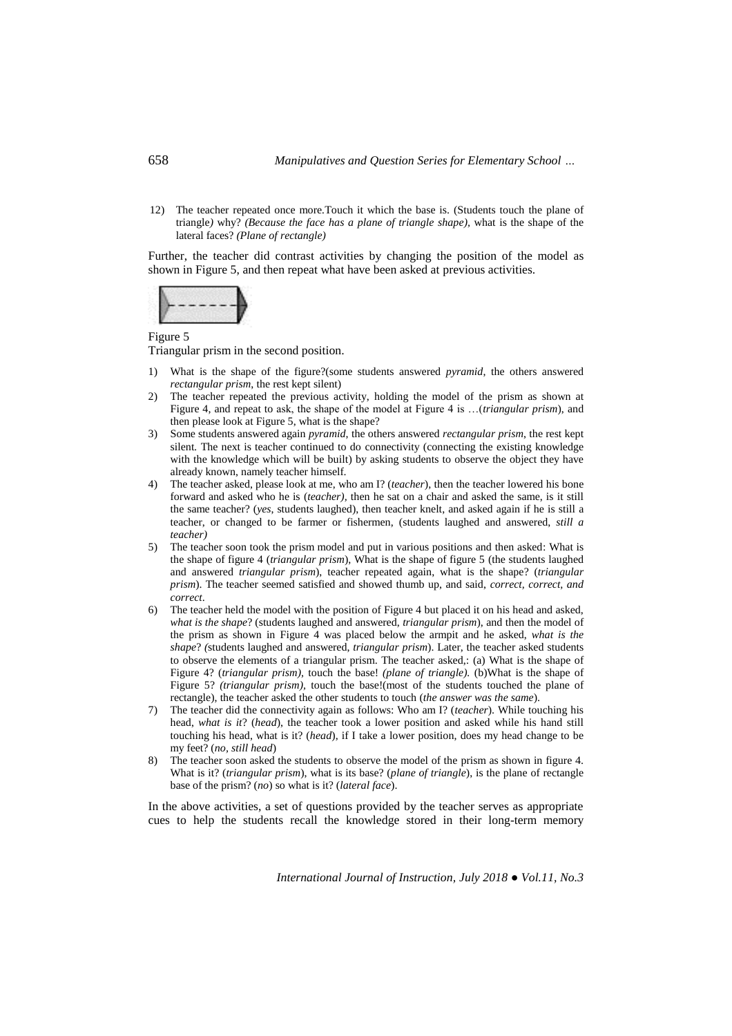12) The teacher repeated once more.Touch it which the base is. (Students touch the plane of triangle*)* why? *(Because the face has a plane of triangle shape),* what is the shape of the lateral faces? *(Plane of rectangle)*

Further, the teacher did contrast activities by changing the position of the model as shown in Figure 5, and then repeat what have been asked at previous activities.

Figure 5

Triangular prism in the second position.

1) What is the shape of the figure?(some students answered *pyramid*, the others answered *rectangular prism*, the rest kept silent)
2) The teacher repeated the previous activity, holding the model of the prism as shown at Figure 4, and repeat to ask, the shape of the model at Figure 4 is …(*triangular prism*), and then please look at Figure 5, what is the shape?
3) Some students answered again *pyramid*, the others answered *rectangular prism*, the rest kept silent. The next is teacher continued to do connectivity (connecting the existing knowledge with the knowledge which will be built) by asking students to observe the object they have already known, namely teacher himself.
4) The teacher asked, please look at me, who am I? (*teacher*), then the teacher lowered his bone forward and asked who he is (*teacher),* then he sat on a chair and asked the same, is it still the same teacher? (*yes*, students laughed), then teacher knelt, and asked again if he is still a teacher, or changed to be farmer or fishermen, (students laughed and answered, *still a teacher)*
5) The teacher soon took the prism model and put in various positions and then asked: What is the shape of figure 4 (*triangular prism*), What is the shape of figure 5 (the students laughed and answered *triangular prism*), teacher repeated again, what is the shape? (*triangular prism*). The teacher seemed satisfied and showed thumb up, and said, *correct, correct, and correct*.
6) The teacher held the model with the position of Figure 4 but placed it on his head and asked, *what is the shape*? (students laughed and answered, *triangular prism*), and then the model of the prism as shown in Figure 4 was placed below the armpit and he asked, *what is the shape*? *(*students laughed and answered, *triangular prism*). Later, the teacher asked students to observe the elements of a triangular prism. The teacher asked,: (a) What is the shape of Figure 4? (*triangular prism)*, touch the base! *(plane of triangle).* (b)What is the shape of Figure 5? *(triangular prism)*, touch the base!(most of the students touched the plane of rectangle), the teacher asked the other students to touch (*the answer was the same*).
7) The teacher did the connectivity again as follows: Who am I? (*teacher*). While touching his head, *what is it*? (*head*), the teacher took a lower position and asked while his hand still touching his head, what is it? (*head*), if I take a lower position, does my head change to be my feet? (*no, still head*)
8) The teacher soon asked the students to observe the model of the prism as shown in figure 4. What is it? (*triangular prism*), what is its base? (*plane of triangle*), is the plane of rectangle base of the prism? (*no*) so what is it? (*lateral face*).

In the above activities, a set of questions provided by the teacher serves as appropriate cues to help the students recall the knowledge stored in their long-term memory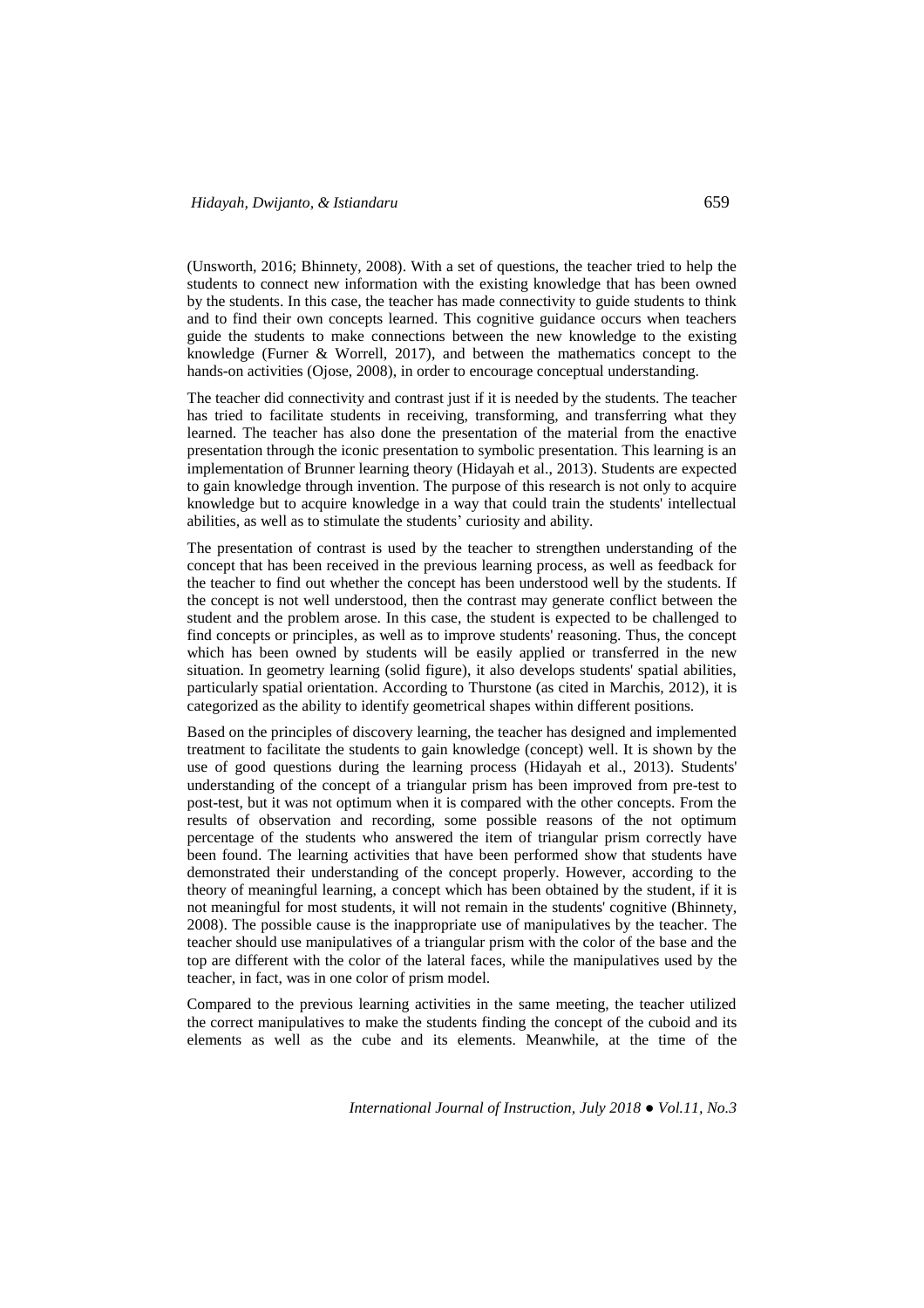(Unsworth, 2016; Bhinnety, 2008). With a set of questions, the teacher tried to help the students to connect new information with the existing knowledge that has been owned by the students. In this case, the teacher has made connectivity to guide students to think and to find their own concepts learned. This cognitive guidance occurs when teachers guide the students to make connections between the new knowledge to the existing knowledge (Furner & Worrell, 2017), and between the mathematics concept to the hands-on activities (Ojose, 2008), in order to encourage conceptual understanding.

The teacher did connectivity and contrast just if it is needed by the students. The teacher has tried to facilitate students in receiving, transforming, and transferring what they learned. The teacher has also done the presentation of the material from the enactive presentation through the iconic presentation to symbolic presentation. This learning is an implementation of Brunner learning theory (Hidayah et al., 2013). Students are expected to gain knowledge through invention. The purpose of this research is not only to acquire knowledge but to acquire knowledge in a way that could train the students' intellectual abilities, as well as to stimulate the students' curiosity and ability.

The presentation of contrast is used by the teacher to strengthen understanding of the concept that has been received in the previous learning process, as well as feedback for the teacher to find out whether the concept has been understood well by the students. If the concept is not well understood, then the contrast may generate conflict between the student and the problem arose. In this case, the student is expected to be challenged to find concepts or principles, as well as to improve students' reasoning. Thus, the concept which has been owned by students will be easily applied or transferred in the new situation. In geometry learning (solid figure), it also develops students' spatial abilities, particularly spatial orientation. According to Thurstone (as cited in Marchis, 2012), it is categorized as the ability to identify geometrical shapes within different positions.

Based on the principles of discovery learning, the teacher has designed and implemented treatment to facilitate the students to gain knowledge (concept) well. It is shown by the use of good questions during the learning process (Hidayah et al., 2013). Students' understanding of the concept of a triangular prism has been improved from pre-test to post-test, but it was not optimum when it is compared with the other concepts. From the results of observation and recording, some possible reasons of the not optimum percentage of the students who answered the item of triangular prism correctly have been found. The learning activities that have been performed show that students have demonstrated their understanding of the concept properly. However, according to the theory of meaningful learning, a concept which has been obtained by the student, if it is not meaningful for most students, it will not remain in the students' cognitive (Bhinnety, 2008). The possible cause is the inappropriate use of manipulatives by the teacher. The teacher should use manipulatives of a triangular prism with the color of the base and the top are different with the color of the lateral faces, while the manipulatives used by the teacher, in fact, was in one color of prism model.

Compared to the previous learning activities in the same meeting, the teacher utilized the correct manipulatives to make the students finding the concept of the cuboid and its elements as well as the cube and its elements. Meanwhile, at the time of the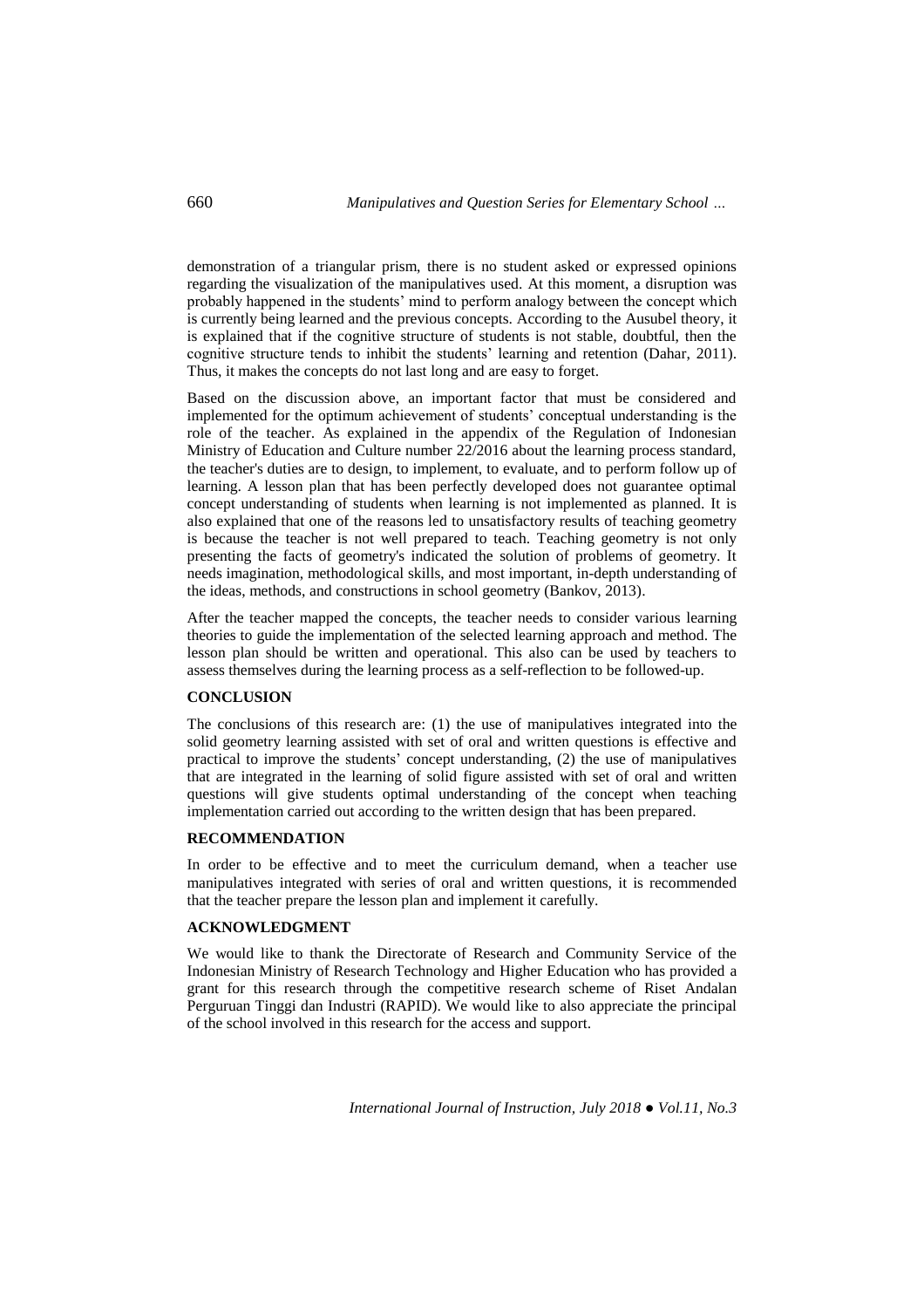demonstration of a triangular prism, there is no student asked or expressed opinions regarding the visualization of the manipulatives used. At this moment, a disruption was probably happened in the students' mind to perform analogy between the concept which is currently being learned and the previous concepts. According to the Ausubel theory, it is explained that if the cognitive structure of students is not stable, doubtful, then the cognitive structure tends to inhibit the students' learning and retention (Dahar, 2011). Thus, it makes the concepts do not last long and are easy to forget.

Based on the discussion above, an important factor that must be considered and implemented for the optimum achievement of students' conceptual understanding is the role of the teacher. As explained in the appendix of the Regulation of Indonesian Ministry of Education and Culture number 22/2016 about the learning process standard, the teacher's duties are to design, to implement, to evaluate, and to perform follow up of learning. A lesson plan that has been perfectly developed does not guarantee optimal concept understanding of students when learning is not implemented as planned. It is also explained that one of the reasons led to unsatisfactory results of teaching geometry is because the teacher is not well prepared to teach. Teaching geometry is not only presenting the facts of geometry's indicated the solution of problems of geometry. It needs imagination, methodological skills, and most important, in-depth understanding of the ideas, methods, and constructions in school geometry (Bankov, 2013).

After the teacher mapped the concepts, the teacher needs to consider various learning theories to guide the implementation of the selected learning approach and method. The lesson plan should be written and operational. This also can be used by teachers to assess themselves during the learning process as a self-reflection to be followed-up.

## CONCLUSION

The conclusions of this research are: (1) the use of manipulatives integrated into the solid geometry learning assisted with set of oral and written questions is effective and practical to improve the students' concept understanding, (2) the use of manipulatives that are integrated in the learning of solid figure assisted with set of oral and written questions will give students optimal understanding of the concept when teaching implementation carried out according to the written design that has been prepared.

## RECOMMENDATION

In order to be effective and to meet the curriculum demand, when a teacher use manipulatives integrated with series of oral and written questions, it is recommended that the teacher prepare the lesson plan and implement it carefully.

## ACKNOWLEDGMENT

We would like to thank the Directorate of Research and Community Service of the Indonesian Ministry of Research Technology and Higher Education who has provided a grant for this research through the competitive research scheme of Riset Andalan Perguruan Tinggi dan Industri (RAPID). We would like to also appreciate the principal of the school involved in this research for the access and support.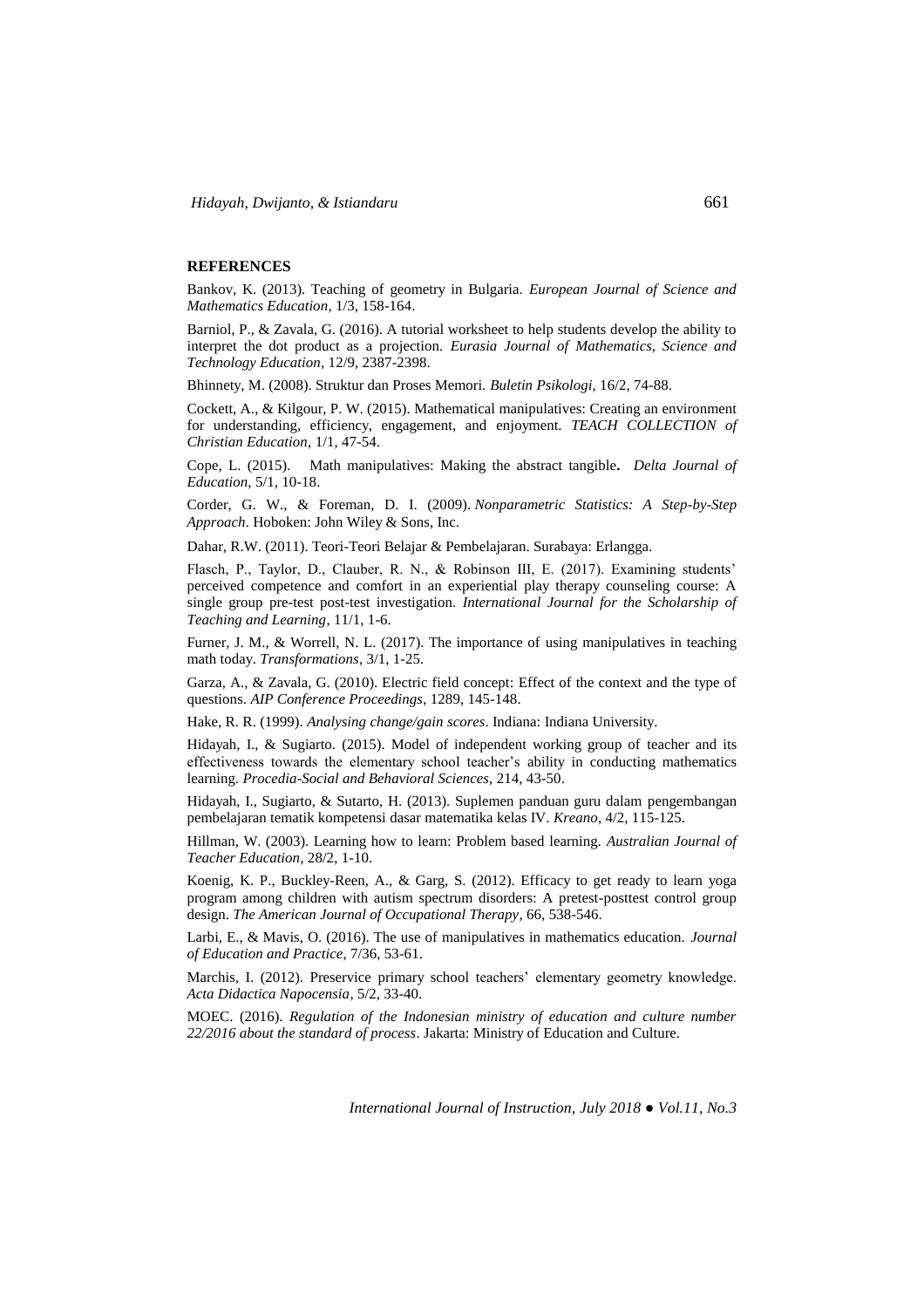## REFERENCES

Bankov, K. (2013). Teaching of geometry in Bulgaria. *European Journal of Science and Mathematics Education*, 1/3, 158-164.

Barniol, P., & Zavala, G. (2016). A tutorial worksheet to help students develop the ability to interpret the dot product as a projection. *Eurasia Journal of Mathematics, Science and Technology Education*, 12/9, 2387-2398.

Bhinnety, M. (2008). Struktur dan Proses Memori. *Buletin Psikologi*, 16/2, 74-88.

Cockett, A., & Kilgour, P. W. (2015). Mathematical manipulatives: Creating an environment for understanding, efficiency, engagement, and enjoyment. *TEACH COLLECTION of Christian Education*, 1/1, 47-54.

Cope, L. (2015). Math manipulatives: Making the abstract tangible**.** *Delta Journal of Education*, 5/1, 10-18.

Corder, G. W., & Foreman, D. I. (2009). *Nonparametric Statistics: A Step-by-Step Approach*. Hoboken: John Wiley & Sons, Inc.

Dahar, R.W. (2011). Teori-Teori Belajar & Pembelajaran. Surabaya: Erlangga.

Flasch, P., Taylor, D., Clauber, R. N., & Robinson III, E. (2017). Examining students' perceived competence and comfort in an experiential play therapy counseling course: A single group pre-test post-test investigation. *International Journal for the Scholarship of Teaching and Learning*, 11/1, 1-6.

Furner, J. M., & Worrell, N. L. (2017). The importance of using manipulatives in teaching math today. *Transformations*, 3/1, 1-25.

Garza, A., & Zavala, G. (2010). Electric field concept: Effect of the context and the type of questions. *AIP Conference Proceedings*, 1289, 145-148.

Hake, R. R. (1999). *Analysing change/gain scores*. Indiana: Indiana University.

Hidayah, I., & Sugiarto. (2015). Model of independent working group of teacher and its effectiveness towards the elementary school teacher's ability in conducting mathematics learning. *Procedia-Social and Behavioral Sciences*, 214, 43-50.

Hidayah, I., Sugiarto, & Sutarto, H. (2013). Suplemen panduan guru dalam pengembangan pembelajaran tematik kompetensi dasar matematika kelas IV. *Kreano*, 4/2, 115-125.

Hillman, W. (2003). Learning how to learn: Problem based learning. *Australian Journal of Teacher Education*, 28/2, 1-10.

Koenig, K. P., Buckley-Reen, A., & Garg, S. (2012). Efficacy to get ready to learn yoga program among children with autism spectrum disorders: A pretest-posttest control group design. *The American Journal of Occupational Therapy*, 66, 538-546.

Larbi, E., & Mavis, O. (2016). The use of manipulatives in mathematics education. *Journal of Education and Practice*, 7/36, 53-61.

Marchis, I. (2012). Preservice primary school teachers' elementary geometry knowledge. *Acta Didactica Napocensia*, 5/2, 33-40.

MOEC. (2016). *Regulation of the Indonesian ministry of education and culture number 22/2016 about the standard of process*. Jakarta: Ministry of Education and Culture.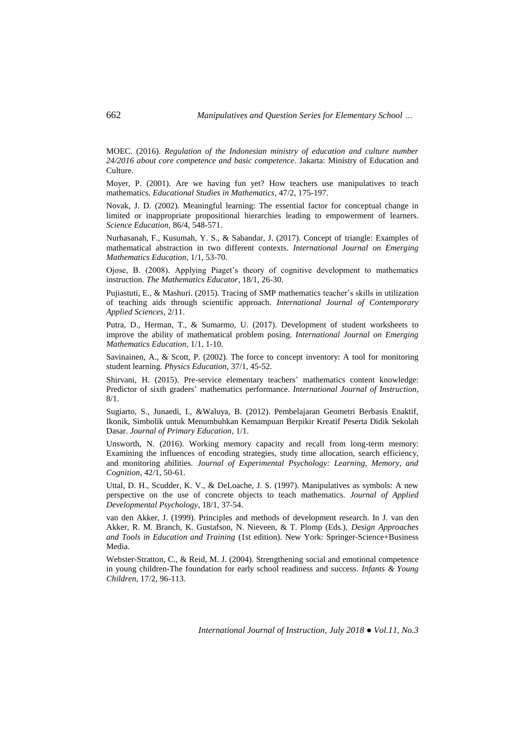MOEC. (2016). *Regulation of the Indonesian ministry of education and culture number 24/2016 about core competence and basic competence*. Jakarta: Ministry of Education and Culture.

Moyer, P. (2001). Are we having fun yet? How teachers use manipulatives to teach mathematics. *Educational Studies in Mathematics*, 47/2, 175-197.

Novak, J. D. (2002). Meaningful learning: The essential factor for conceptual change in limited or inappropriate propositional hierarchies leading to empowerment of learners. *Science Education*, 86/4, 548-571.

Nurhasanah, F., Kusumah, Y. S., & Sabandar, J. (2017). Concept of triangle: Examples of mathematical abstraction in two different contexts. *International Journal on Emerging Mathematics Education*, 1/1, 53-70.

Ojose, B. (2008). Applying Piaget's theory of cognitive development to mathematics instruction. *The Mathematics Educator*, 18/1, 26-30.

Pujiastuti, E., & Mashuri. (2015). Tracing of SMP mathematics teacher's skills in utilization of teaching aids through scientific approach. *International Journal of Contemporary Applied Sciences*, 2/11.

Putra, D., Herman, T., & Sumarmo, U. (2017). Development of student worksheets to improve the ability of mathematical problem posing. *International Journal on Emerging Mathematics Education*, 1/1, 1-10.

Savinainen, A., & Scott, P. (2002). The force to concept inventory: A tool for monitoring student learning. *Physics Education*, 37/1, 45-52.

Shirvani, H. (2015). Pre-service elementary teachers' mathematics content knowledge: Predictor of sixth graders' mathematics performance. *International Journal of Instruction*, 8/1.

Sugiarto, S., Junaedi, I., &Waluya, B. (2012). Pembelajaran Geometri Berbasis Enaktif, Ikonik, Simbolik untuk Menumbuhkan Kemampuan Berpikir Kreatif Peserta Didik Sekolah Dasar. *Journal of Primary Education*, 1/1.

Unsworth, N. (2016). Working memory capacity and recall from long-term memory: Examining the influences of encoding strategies, study time allocation, search efficiency, and monitoring abilities. *Journal of Experimental Psychology: Learning, Memory, and Cognition*, 42/1, 50-61.

Uttal, D. H., Scudder, K. V., & DeLoache, J. S. (1997). Manipulatives as symbols: A new perspective on the use of concrete objects to teach mathematics. *Journal of Applied Developmental Psychology*, 18/1, 37-54.

van den Akker, J. (1999). Principles and methods of development research. In J. van den Akker, R. M. Branch, K. Gustafson, N. Nieveen, & T. Plomp (Eds.), *Design Approaches and Tools in Education and Training* (1st edition). New York: Springer-Science+Business Media.

Webster-Stratton, C., & Reid, M. J. (2004). Strengthening social and emotional competence in young children-The foundation for early school readiness and success. *Infants & Young Children*, 17/2, 96-113.